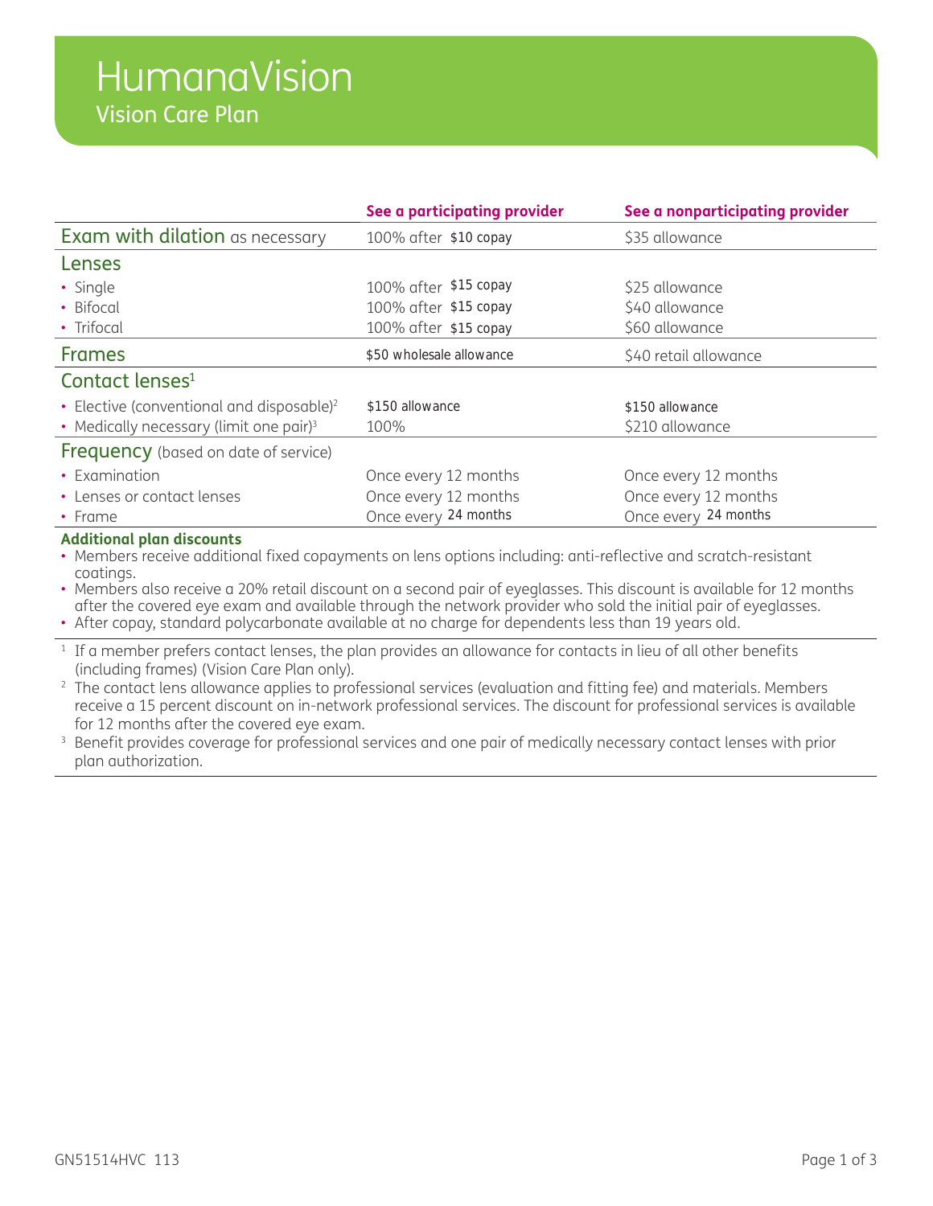# HumanaVision

## Vision Care Plan

| | See a participating provider | See a nonparticipating provider |
|---|---|---|
| **Exam with dilation** as necessary | 100% after $10 copay | $35 allowance |
| **Lenses** | | |
| • Single | 100% after $15 copay | $25 allowance |
| • Bifocal | 100% after $15 copay | $40 allowance |
| • Trifocal | 100% after $15 copay | $60 allowance |
| **Frames** | $50 wholesale allowance | $40 retail allowance |
| **Contact lenses**[1] | | |
| • Elective (conventional and disposable)[2] | $150 allowance | $150 allowance |
| • Medically necessary (limit one pair)[3] | 100% | $210 allowance |
| **Frequency** (based on date of service) | | |
| • Examination | Once every 12 months | Once every 12 months |
| • Lenses or contact lenses | Once every 12 months | Once every 12 months |
| • Frame | Once every 24 months | Once every 24 months |

**Additional plan discounts**

- Members receive additional fixed copayments on lens options including: anti-reflective and scratch-resistant coatings.
- Members also receive a 20% retail discount on a second pair of eyeglasses. This discount is available for 12 months after the covered eye exam and available through the network provider who sold the initial pair of eyeglasses.
- After copay, standard polycarbonate available at no charge for dependents less than 19 years old.

[1] If a member prefers contact lenses, the plan provides an allowance for contacts in lieu of all other benefits (including frames) (Vision Care Plan only).

[2] The contact lens allowance applies to professional services (evaluation and fitting fee) and materials. Members receive a 15 percent discount on in-network professional services. The discount for professional services is available for 12 months after the covered eye exam.

[3] Benefit provides coverage for professional services and one pair of medically necessary contact lenses with prior plan authorization.

GN51514HVC 113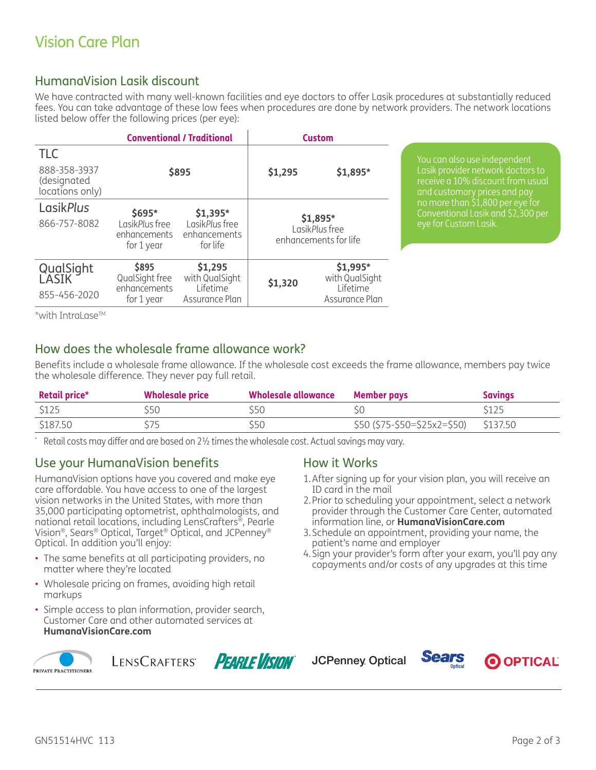# Vision Care Plan

## HumanaVision Lasik discount

We have contracted with many well-known facilities and eye doctors to offer Lasik procedures at substantially reduced fees. You can take advantage of these low fees when procedures are done by network providers. The network locations listed below offer the following prices (per eye):

| | Conventional / Traditional | | Custom | |
|---|---|---|---|---|
| TLC<br>888-358-3937 (designated locations only) | $895 | | $1,295 | $1,895* |
| Lasik*Plus*<br>866-757-8082 | $695*<br>Lasik*Plus* free enhancements for 1 year | $1,395*<br>Lasik*Plus* free enhancements for life | $1,895*<br>Lasik*Plus* free enhancements for life | |
| QualSight LASIK<br>855-456-2020 | $895<br>QualSight free enhancements for 1 year | $1,295<br>with QualSight Lifetime Assurance Plan | $1,320 | $1,995*<br>with QualSight Lifetime Assurance Plan |

*with IntraLase™

You can also use independent Lasik provider network doctors to receive a 10% discount from usual and customary prices and pay no more than $1,800 per eye for Conventional Lasik and $2,300 per eye for Custom Lasik.

## How does the wholesale frame allowance work?

Benefits include a wholesale frame allowance. If the wholesale cost exceeds the frame allowance, members pay twice the wholesale difference. They never pay full retail.

| Retail price* | Wholesale price | Wholesale allowance | Member pays | Savings |
|---|---|---|---|---|
| $125 | $50 | $50 | $0 | $125 |
| $187.50 | $75 | $50 | $50 ($75-$50=$25x2=$50) | $137.50 |

* Retail costs may differ and are based on 2½ times the wholesale cost. Actual savings may vary.

## Use your HumanaVision benefits

HumanaVision options have you covered and make eye care affordable. You have access to one of the largest vision networks in the United States, with more than 35,000 participating optometrist, ophthalmologists, and national retail locations, including LensCrafters®, Pearle Vision®, Sears® Optical, Target® Optical, and JCPenney® Optical. In addition you'll enjoy:

- The same benefits at all participating providers, no matter where they're located
- Wholesale pricing on frames, avoiding high retail markups
- Simple access to plan information, provider search, Customer Care and other automated services at **HumanaVisionCare.com**

## How it Works

1. After signing up for your vision plan, you will receive an ID card in the mail
2. Prior to scheduling your appointment, select a network provider through the Customer Care Center, automated information line, or **HumanaVisionCare.com**
3. Schedule an appointment, providing your name, the patient's name and employer
4. Sign your provider's form after your exam, you'll pay any copayments and/or costs of any upgrades at this time

PRIVATE PRACTITIONERS | LensCrafters | Pearle Vision | JCPenney Optical | Sears Optical | Target Optical

GN51514HVC 113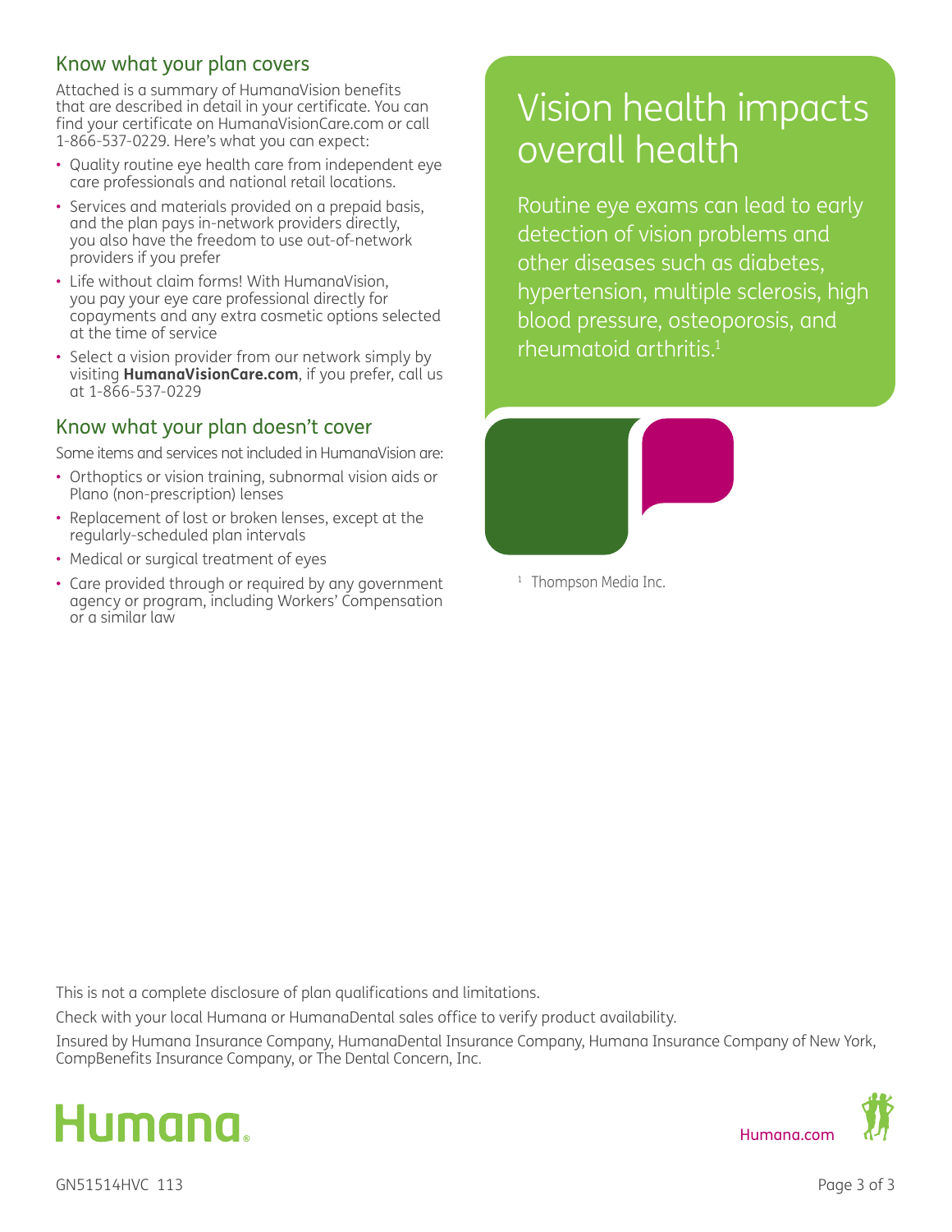## Know what your plan covers

Attached is a summary of HumanaVision benefits that are described in detail in your certificate. You can find your certificate on HumanaVisionCare.com or call 1-866-537-0229. Here's what you can expect:

- Quality routine eye health care from independent eye care professionals and national retail locations.
- Services and materials provided on a prepaid basis, and the plan pays in-network providers directly, you also have the freedom to use out-of-network providers if you prefer
- Life without claim forms! With HumanaVision, you pay your eye care professional directly for copayments and any extra cosmetic options selected at the time of service
- Select a vision provider from our network simply by visiting **HumanaVisionCare.com**, if you prefer, call us at 1-866-537-0229

## Know what your plan doesn't cover

Some items and services not included in HumanaVision are:

- Orthoptics or vision training, subnormal vision aids or Plano (non-prescription) lenses
- Replacement of lost or broken lenses, except at the regularly-scheduled plan intervals
- Medical or surgical treatment of eyes
- Care provided through or required by any government agency or program, including Workers' Compensation or a similar law

# Vision health impacts overall health

Routine eye exams can lead to early detection of vision problems and other diseases such as diabetes, hypertension, multiple sclerosis, high blood pressure, osteoporosis, and rheumatoid arthritis.[1]

[1] Thompson Media Inc.

This is not a complete disclosure of plan qualifications and limitations.

Check with your local Humana or HumanaDental sales office to verify product availability.

Insured by Humana Insurance Company, HumanaDental Insurance Company, Humana Insurance Company of New York, CompBenefits Insurance Company, or The Dental Concern, Inc.

Humana.

Humana.com

GN51514HVC 113